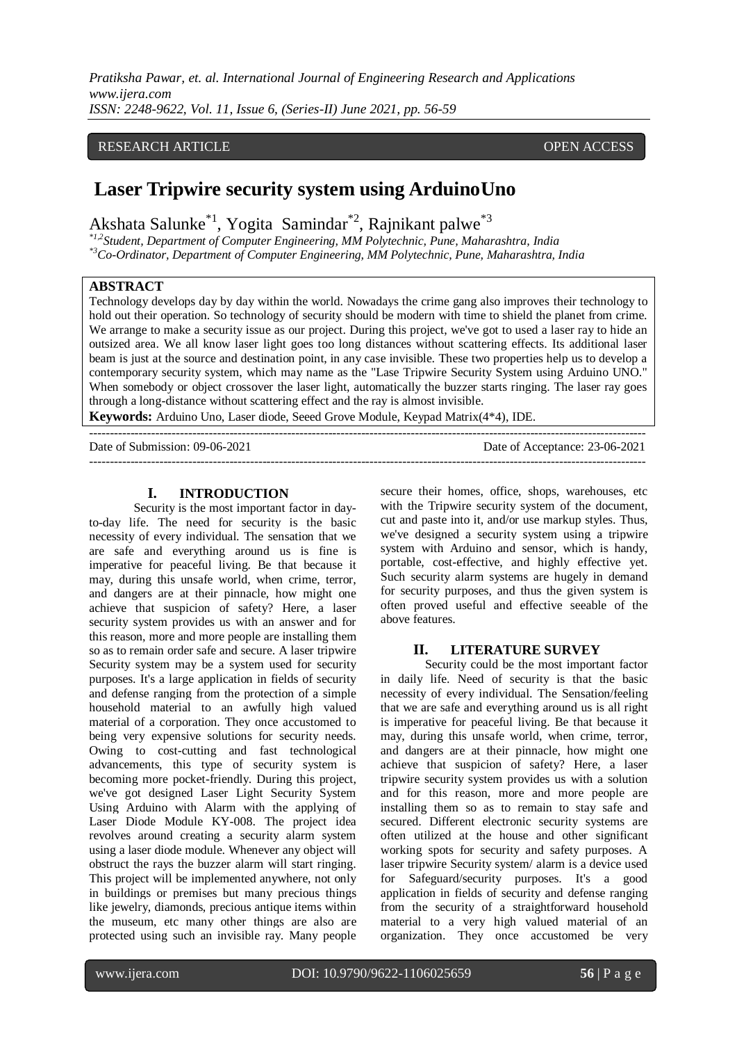RESEARCH ARTICLE OPEN ACCESS

# Laser Tripwire security system using ArduinoUno

Akshata Salunke[*1], Yogita Samindar[*2], Rajnikant palwe[*3]

[*1,2]Student, Department of Computer Engineering, MM Polytechnic, Pune, Maharashtra, India
[*3]Co-Ordinator, Department of Computer Engineering, MM Polytechnic, Pune, Maharashtra, India

## ABSTRACT

Technology develops day by day within the world. Nowadays the crime gang also improves their technology to hold out their operation. So technology of security should be modern with time to shield the planet from crime. We arrange to make a security issue as our project. During this project, we've got to used a laser ray to hide an outsized area. We all know laser light goes too long distances without scattering effects. Its additional laser beam is just at the source and destination point, in any case invisible. These two properties help us to develop a contemporary security system, which may name as the "Lase Tripwire Security System using Arduino UNO." When somebody or object crossover the laser light, automatically the buzzer starts ringing. The laser ray goes through a long-distance without scattering effect and the ray is almost invisible.

**Keywords:** Arduino Uno, Laser diode, Seeed Grove Module, Keypad Matrix(4*4), IDE.

Date of Submission: 09-06-2021 Date of Acceptance: 23-06-2021

## I. INTRODUCTION

Security is the most important factor in day-to-day life. The need for security is the basic necessity of every individual. The sensation that we are safe and everything around us is fine is imperative for peaceful living. Be that because it may, during this unsafe world, when crime, terror, and dangers are at their pinnacle, how might one achieve that suspicion of safety? Here, a laser security system provides us with an answer and for this reason, more and more people are installing them so as to remain order safe and secure. A laser tripwire Security system may be a system used for security purposes. It's a large application in fields of security and defense ranging from the protection of a simple household material to an awfully high valued material of a corporation. They once accustomed to being very expensive solutions for security needs. Owing to cost-cutting and fast technological advancements, this type of security system is becoming more pocket-friendly. During this project, we've got designed Laser Light Security System Using Arduino with Alarm with the applying of Laser Diode Module KY-008. The project idea revolves around creating a security alarm system using a laser diode module. Whenever any object will obstruct the rays the buzzer alarm will start ringing. This project will be implemented anywhere, not only in buildings or premises but many precious things like jewelry, diamonds, precious antique items within the museum, etc many other things are also are protected using such an invisible ray. Many people secure their homes, office, shops, warehouses, etc with the Tripwire security system of the document, cut and paste into it, and/or use markup styles. Thus, we've designed a security system using a tripwire system with Arduino and sensor, which is handy, portable, cost-effective, and highly effective yet. Such security alarm systems are hugely in demand for security purposes, and thus the given system is often proved useful and effective seeable of the above features.

## II. LITERATURE SURVEY

Security could be the most important factor in daily life. Need of security is that the basic necessity of every individual. The Sensation/feeling that we are safe and everything around us is all right is imperative for peaceful living. Be that because it may, during this unsafe world, when crime, terror, and dangers are at their pinnacle, how might one achieve that suspicion of safety? Here, a laser tripwire security system provides us with a solution and for this reason, more and more people are installing them so as to remain to stay safe and secured. Different electronic security systems are often utilized at the house and other significant working spots for security and safety purposes. A laser tripwire Security system/ alarm is a device used for Safeguard/security purposes. It's a good application in fields of security and defense ranging from the security of a straightforward household material to a very high valued material of an organization. They once accustomed be very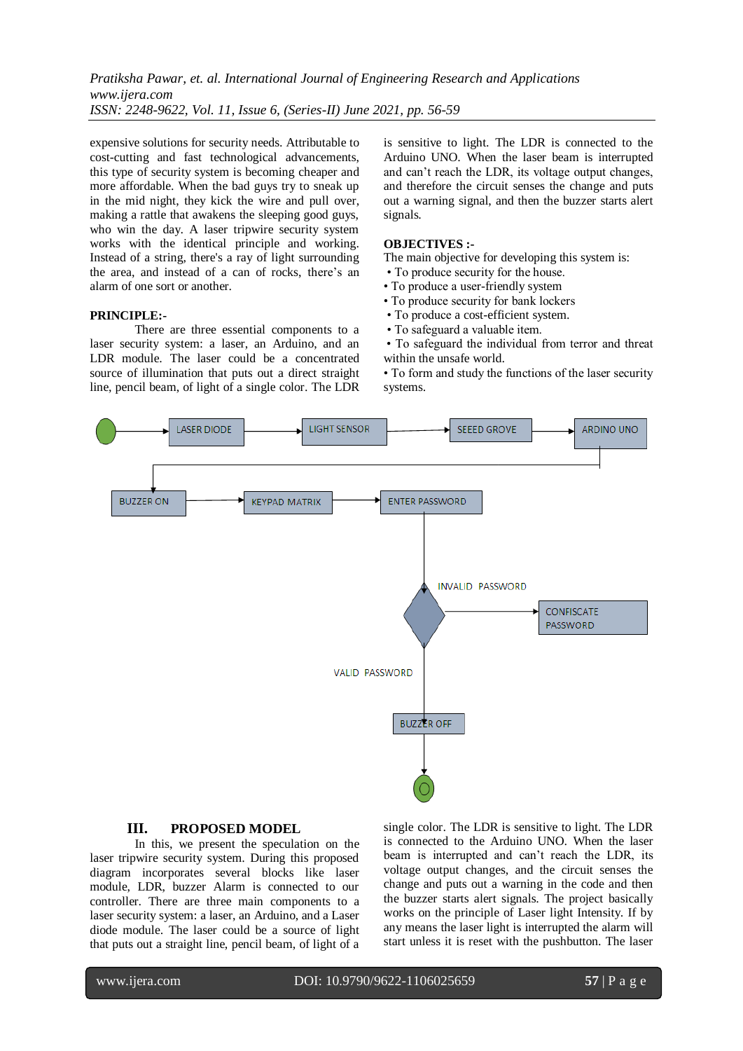expensive solutions for security needs. Attributable to cost-cutting and fast technological advancements, this type of security system is becoming cheaper and more affordable. When the bad guys try to sneak up in the mid night, they kick the wire and pull over, making a rattle that awakens the sleeping good guys, who win the day. A laser tripwire security system works with the identical principle and working. Instead of a string, there's a ray of light surrounding the area, and instead of a can of rocks, there's an alarm of one sort or another.

**PRINCIPLE:-**

There are three essential components to a laser security system: a laser, an Arduino, and an LDR module. The laser could be a concentrated source of illumination that puts out a direct straight line, pencil beam, of light of a single color. The LDR is sensitive to light. The LDR is connected to the Arduino UNO. When the laser beam is interrupted and can't reach the LDR, its voltage output changes, and therefore the circuit senses the change and puts out a warning signal, and then the buzzer starts alert signals.

**OBJECTIVES :-**

The main objective for developing this system is:

- To produce security for the house.
- To produce a user-friendly system
- To produce security for bank lockers
- To produce a cost-efficient system.
- To safeguard a valuable item.
- To safeguard the individual from terror and threat within the unsafe world.
- To form and study the functions of the laser security systems.

LASER DIODE → LIGHT SENSOR → SEEED GROVE → ARDINO UNO → BUZZER ON → KEYPAD MATRIK → ENTER PASSWORD → INVALID PASSWORD → CONFISCATE PASSWORD; VALID PASSWORD → BUZZER OFF

## III. PROPOSED MODEL

In this, we present the speculation on the laser tripwire security system. During this proposed diagram incorporates several blocks like laser module, LDR, buzzer Alarm is connected to our controller. There are three main components to a laser security system: a laser, an Arduino, and a Laser diode module. The laser could be a source of light that puts out a straight line, pencil beam, of light of a single color. The LDR is sensitive to light. The LDR is connected to the Arduino UNO. When the laser beam is interrupted and can't reach the LDR, its voltage output changes, and the circuit senses the change and puts out a warning in the code and then the buzzer starts alert signals. The project basically works on the principle of Laser light Intensity. If by any means the laser light is interrupted the alarm will start unless it is reset with the pushbutton. The laser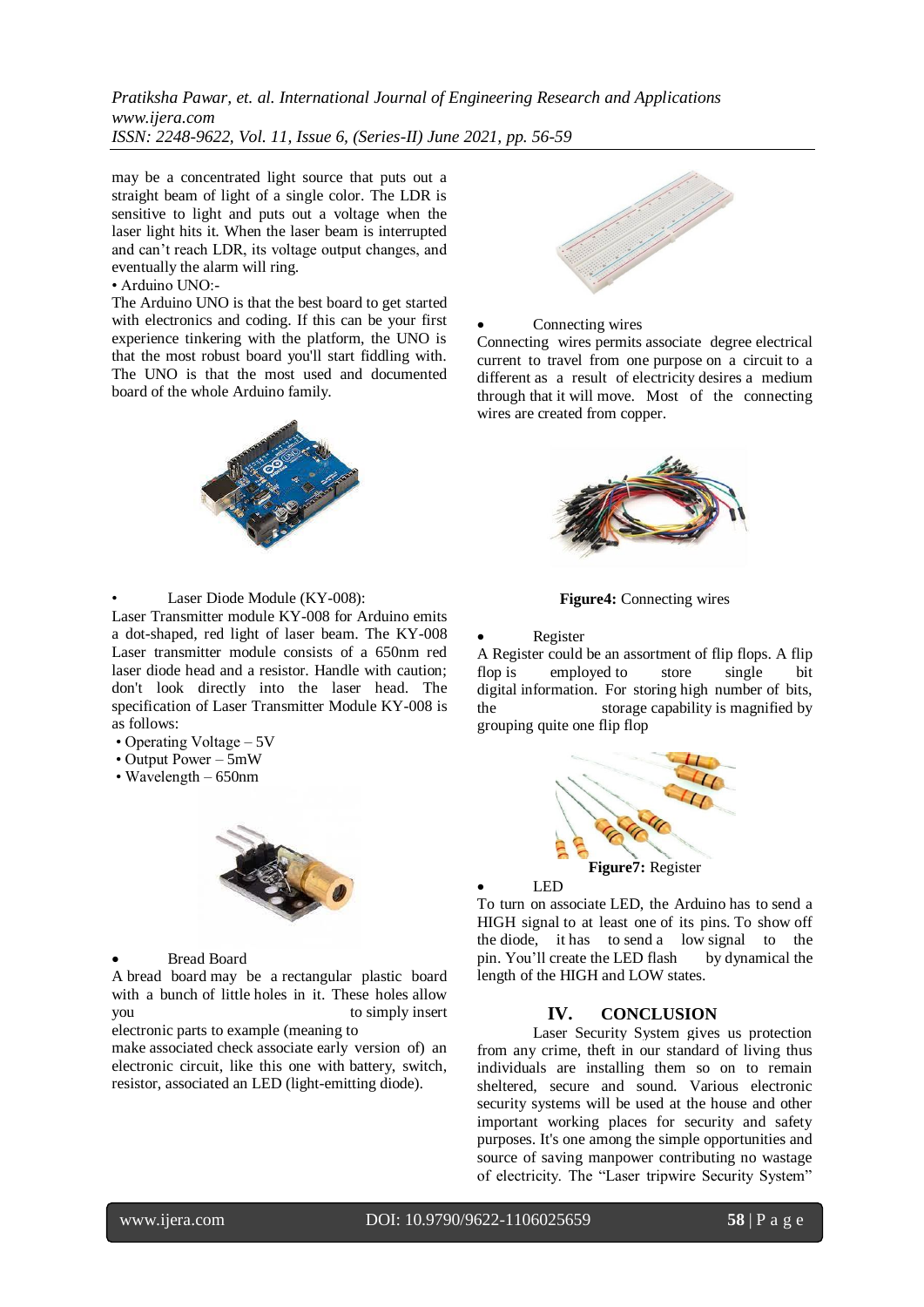may be a concentrated light source that puts out a straight beam of light of a single color. The LDR is sensitive to light and puts out a voltage when the laser light hits it. When the laser beam is interrupted and can't reach LDR, its voltage output changes, and eventually the alarm will ring.

• Arduino UNO:-

The Arduino UNO is that the best board to get started with electronics and coding. If this can be your first experience tinkering with the platform, the UNO is that the most robust board you'll start fiddling with. The UNO is that the most used and documented board of the whole Arduino family.

• Laser Diode Module (KY-008):

Laser Transmitter module KY-008 for Arduino emits a dot-shaped, red light of laser beam. The KY-008 Laser transmitter module consists of a 650nm red laser diode head and a resistor. Handle with caution; don't look directly into the laser head. The specification of Laser Transmitter Module KY-008 is as follows:

- Operating Voltage – 5V
- Output Power – 5mW
- Wavelength – 650nm

• Bread Board

A bread board may be a rectangular plastic board with a bunch of little holes in it. These holes allow you to simply insert electronic parts to example (meaning to make associated check associate early version of) an electronic circuit, like this one with battery, switch, resistor, associated an LED (light-emitting diode).

• Connecting wires

Connecting wires permits associate degree electrical current to travel from one purpose on a circuit to a different as a result of electricity desires a medium through that it will move. Most of the connecting wires are created from copper.

**Figure4:** Connecting wires

• Register

A Register could be an assortment of flip flops. A flip flop is employed to store single bit digital information. For storing high number of bits, the storage capability is magnified by grouping quite one flip flop

**Figure7:** Register

• LED

To turn on associate LED, the Arduino has to send a HIGH signal to at least one of its pins. To show off the diode, it has to send a low signal to the pin. You'll create the LED flash by dynamical the length of the HIGH and LOW states.

## IV. CONCLUSION

Laser Security System gives us protection from any crime, theft in our standard of living thus individuals are installing them so on to remain sheltered, secure and sound. Various electronic security systems will be used at the house and other important working places for security and safety purposes. It's one among the simple opportunities and source of saving manpower contributing no wastage of electricity. The "Laser tripwire Security System"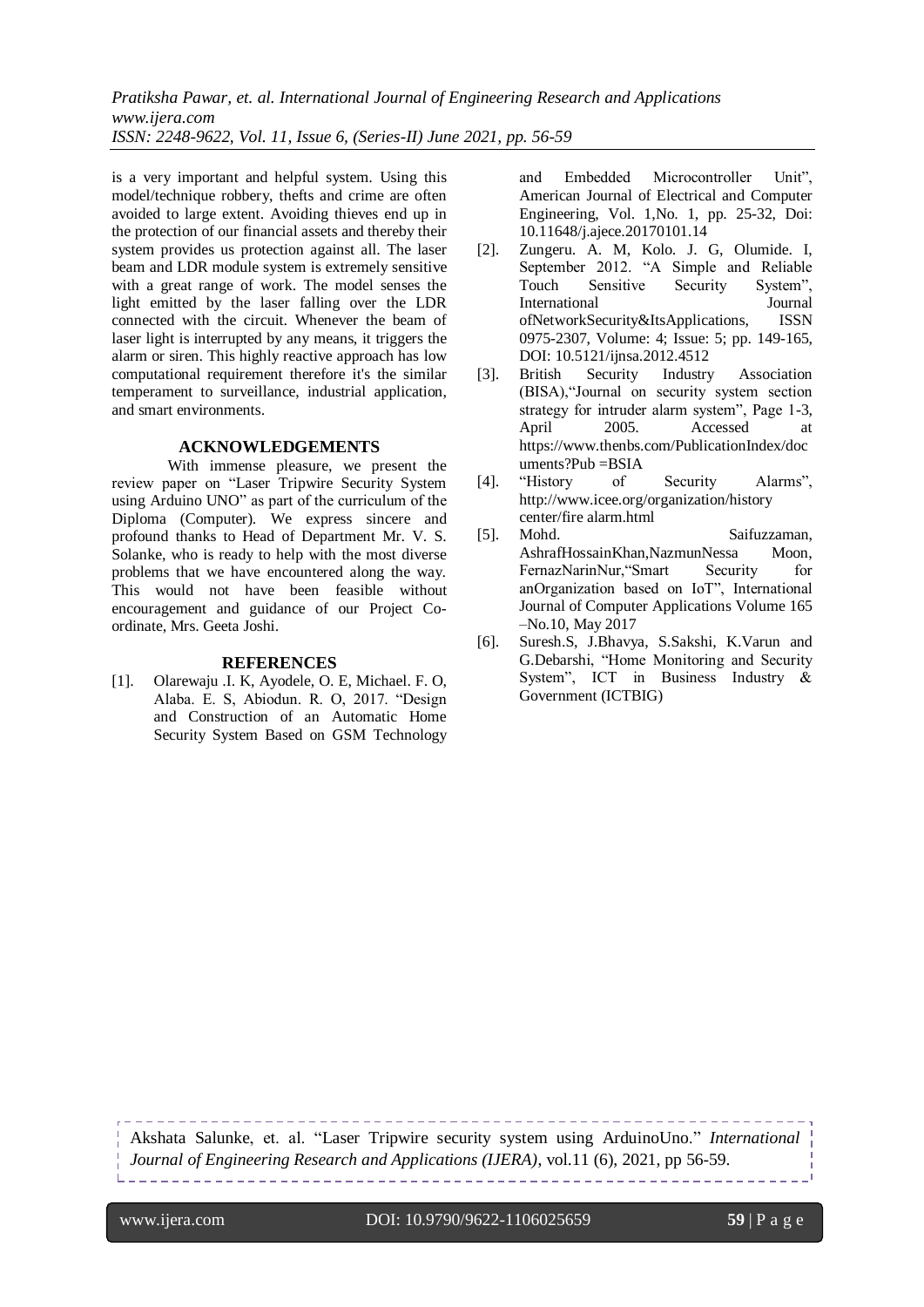is a very important and helpful system. Using this model/technique robbery, thefts and crime are often avoided to large extent. Avoiding thieves end up in the protection of our financial assets and thereby their system provides us protection against all. The laser beam and LDR module system is extremely sensitive with a great range of work. The model senses the light emitted by the laser falling over the LDR connected with the circuit. Whenever the beam of laser light is interrupted by any means, it triggers the alarm or siren. This highly reactive approach has low computational requirement therefore it's the similar temperament to surveillance, industrial application, and smart environments.

## ACKNOWLEDGEMENTS

With immense pleasure, we present the review paper on "Laser Tripwire Security System using Arduino UNO" as part of the curriculum of the Diploma (Computer). We express sincere and profound thanks to Head of Department Mr. V. S. Solanke, who is ready to help with the most diverse problems that we have encountered along the way. This would not have been feasible without encouragement and guidance of our Project Co-ordinate, Mrs. Geeta Joshi.

## REFERENCES

[1]. Olarewaju .I. K, Ayodele, O. E, Michael. F. O, Alaba. E. S, Abiodun. R. O, 2017. "Design and Construction of an Automatic Home Security System Based on GSM Technology and Embedded Microcontroller Unit", American Journal of Electrical and Computer Engineering, Vol. 1,No. 1, pp. 25-32, Doi: 10.11648/j.ajece.20170101.14

[2]. Zungeru. A. M, Kolo. J. G, Olumide. I, September 2012. "A Simple and Reliable Touch Sensitive Security System", International Journal ofNetworkSecurity&ItsApplications, ISSN 0975-2307, Volume: 4; Issue: 5; pp. 149-165, DOI: 10.5121/ijnsa.2012.4512

[3]. British Security Industry Association (BISA),"Journal on security system section strategy for intruder alarm system", Page 1-3, April 2005. Accessed at https://www.thenbs.com/PublicationIndex/documents?Pub =BSIA

[4]. "History of Security Alarms", http://www.icee.org/organization/history center/fire alarm.html

[5]. Mohd. Saifuzzaman, AshrafHossainKhan,NazmunNessa Moon, FernazNarinNur,"Smart Security for anOrganization based on IoT", International Journal of Computer Applications Volume 165 –No.10, May 2017

[6]. Suresh.S, J.Bhavya, S.Sakshi, K.Varun and G.Debarshi, "Home Monitoring and Security System", ICT in Business Industry & Government (ICTBIG)

Akshata Salunke, et. al. "Laser Tripwire security system using ArduinoUno." *International Journal of Engineering Research and Applications (IJERA)*, vol.11 (6), 2021, pp 56-59.